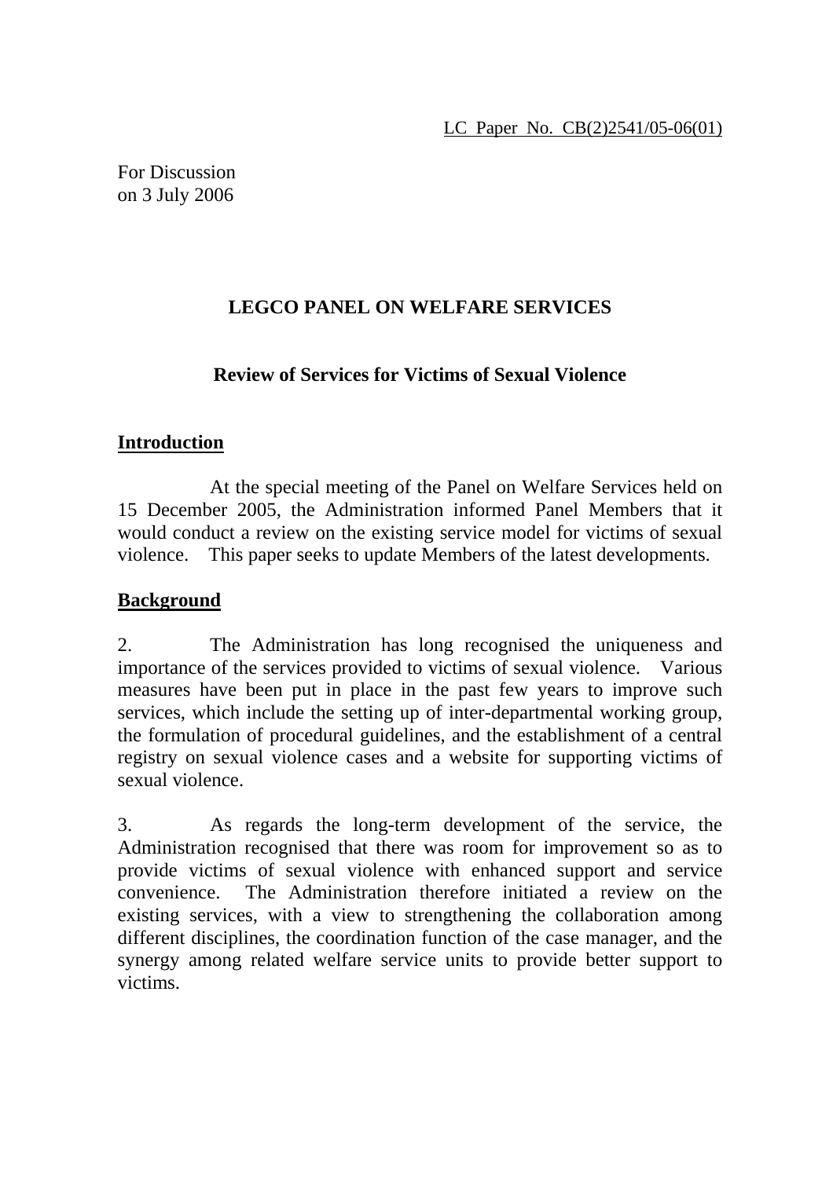LC Paper No. CB(2)2541/05-06(01)

For Discussion
on 3 July 2006

# LEGCO PANEL ON WELFARE SERVICES

## Review of Services for Victims of Sexual Violence

### Introduction

At the special meeting of the Panel on Welfare Services held on 15 December 2005, the Administration informed Panel Members that it would conduct a review on the existing service model for victims of sexual violence. This paper seeks to update Members of the latest developments.

### Background

2. The Administration has long recognised the uniqueness and importance of the services provided to victims of sexual violence. Various measures have been put in place in the past few years to improve such services, which include the setting up of inter-departmental working group, the formulation of procedural guidelines, and the establishment of a central registry on sexual violence cases and a website for supporting victims of sexual violence.

3. As regards the long-term development of the service, the Administration recognised that there was room for improvement so as to provide victims of sexual violence with enhanced support and service convenience. The Administration therefore initiated a review on the existing services, with a view to strengthening the collaboration among different disciplines, the coordination function of the case manager, and the synergy among related welfare service units to provide better support to victims.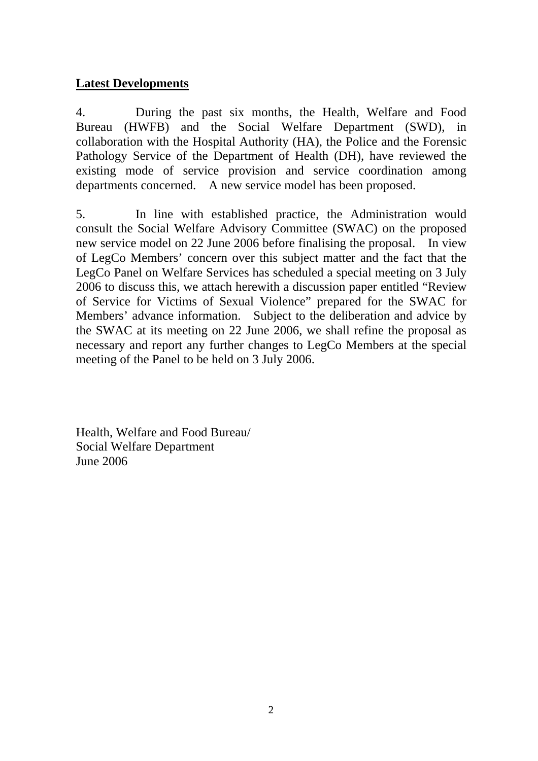**Latest Developments**

4. During the past six months, the Health, Welfare and Food Bureau (HWFB) and the Social Welfare Department (SWD), in collaboration with the Hospital Authority (HA), the Police and the Forensic Pathology Service of the Department of Health (DH), have reviewed the existing mode of service provision and service coordination among departments concerned. A new service model has been proposed.

5. In line with established practice, the Administration would consult the Social Welfare Advisory Committee (SWAC) on the proposed new service model on 22 June 2006 before finalising the proposal. In view of LegCo Members' concern over this subject matter and the fact that the LegCo Panel on Welfare Services has scheduled a special meeting on 3 July 2006 to discuss this, we attach herewith a discussion paper entitled "Review of Service for Victims of Sexual Violence" prepared for the SWAC for Members' advance information. Subject to the deliberation and advice by the SWAC at its meeting on 22 June 2006, we shall refine the proposal as necessary and report any further changes to LegCo Members at the special meeting of the Panel to be held on 3 July 2006.

Health, Welfare and Food Bureau/
Social Welfare Department
June 2006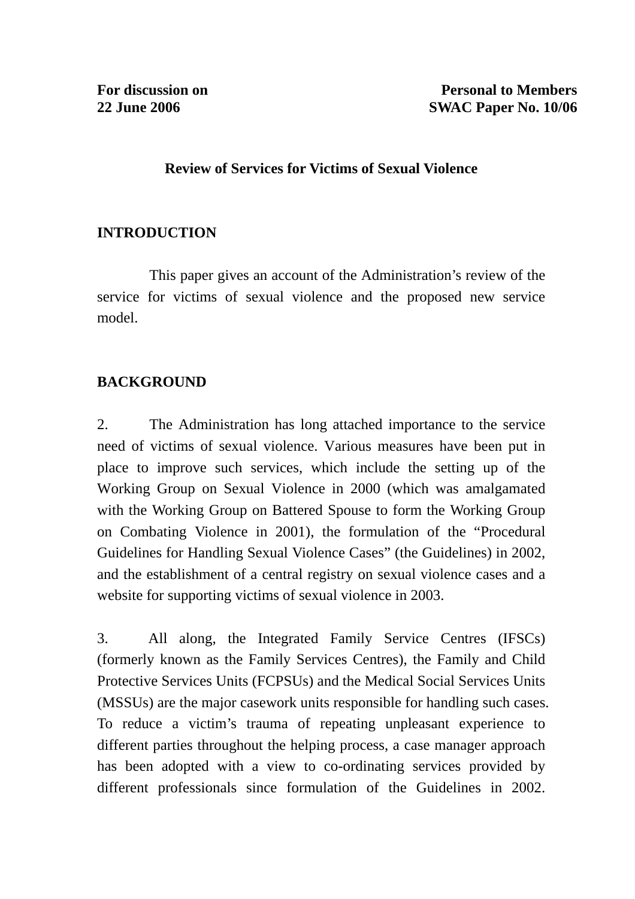For discussion on 22 June 2006

Personal to Members
SWAC Paper No. 10/06

## Review of Services for Victims of Sexual Violence

### INTRODUCTION

This paper gives an account of the Administration's review of the service for victims of sexual violence and the proposed new service model.

### BACKGROUND

2. The Administration has long attached importance to the service need of victims of sexual violence. Various measures have been put in place to improve such services, which include the setting up of the Working Group on Sexual Violence in 2000 (which was amalgamated with the Working Group on Battered Spouse to form the Working Group on Combating Violence in 2001), the formulation of the "Procedural Guidelines for Handling Sexual Violence Cases" (the Guidelines) in 2002, and the establishment of a central registry on sexual violence cases and a website for supporting victims of sexual violence in 2003.

3. All along, the Integrated Family Service Centres (IFSCs) (formerly known as the Family Services Centres), the Family and Child Protective Services Units (FCPSUs) and the Medical Social Services Units (MSSUs) are the major casework units responsible for handling such cases. To reduce a victim's trauma of repeating unpleasant experience to different parties throughout the helping process, a case manager approach has been adopted with a view to co-ordinating services provided by different professionals since formulation of the Guidelines in 2002.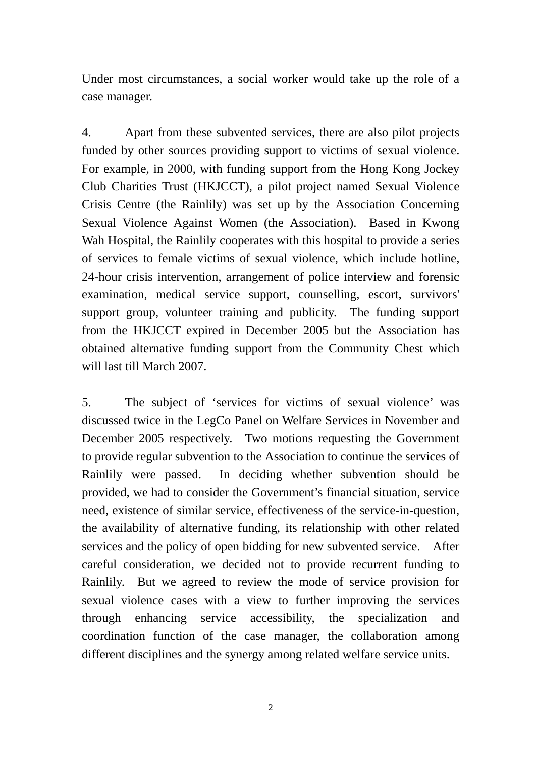Under most circumstances, a social worker would take up the role of a case manager.

4. Apart from these subvented services, there are also pilot projects funded by other sources providing support to victims of sexual violence. For example, in 2000, with funding support from the Hong Kong Jockey Club Charities Trust (HKJCCT), a pilot project named Sexual Violence Crisis Centre (the Rainlily) was set up by the Association Concerning Sexual Violence Against Women (the Association). Based in Kwong Wah Hospital, the Rainlily cooperates with this hospital to provide a series of services to female victims of sexual violence, which include hotline, 24-hour crisis intervention, arrangement of police interview and forensic examination, medical service support, counselling, escort, survivors' support group, volunteer training and publicity. The funding support from the HKJCCT expired in December 2005 but the Association has obtained alternative funding support from the Community Chest which will last till March 2007.

5. The subject of ‘services for victims of sexual violence’ was discussed twice in the LegCo Panel on Welfare Services in November and December 2005 respectively. Two motions requesting the Government to provide regular subvention to the Association to continue the services of Rainlily were passed. In deciding whether subvention should be provided, we had to consider the Government’s financial situation, service need, existence of similar service, effectiveness of the service-in-question, the availability of alternative funding, its relationship with other related services and the policy of open bidding for new subvented service. After careful consideration, we decided not to provide recurrent funding to Rainlily. But we agreed to review the mode of service provision for sexual violence cases with a view to further improving the services through enhancing service accessibility, the specialization and coordination function of the case manager, the collaboration among different disciplines and the synergy among related welfare service units.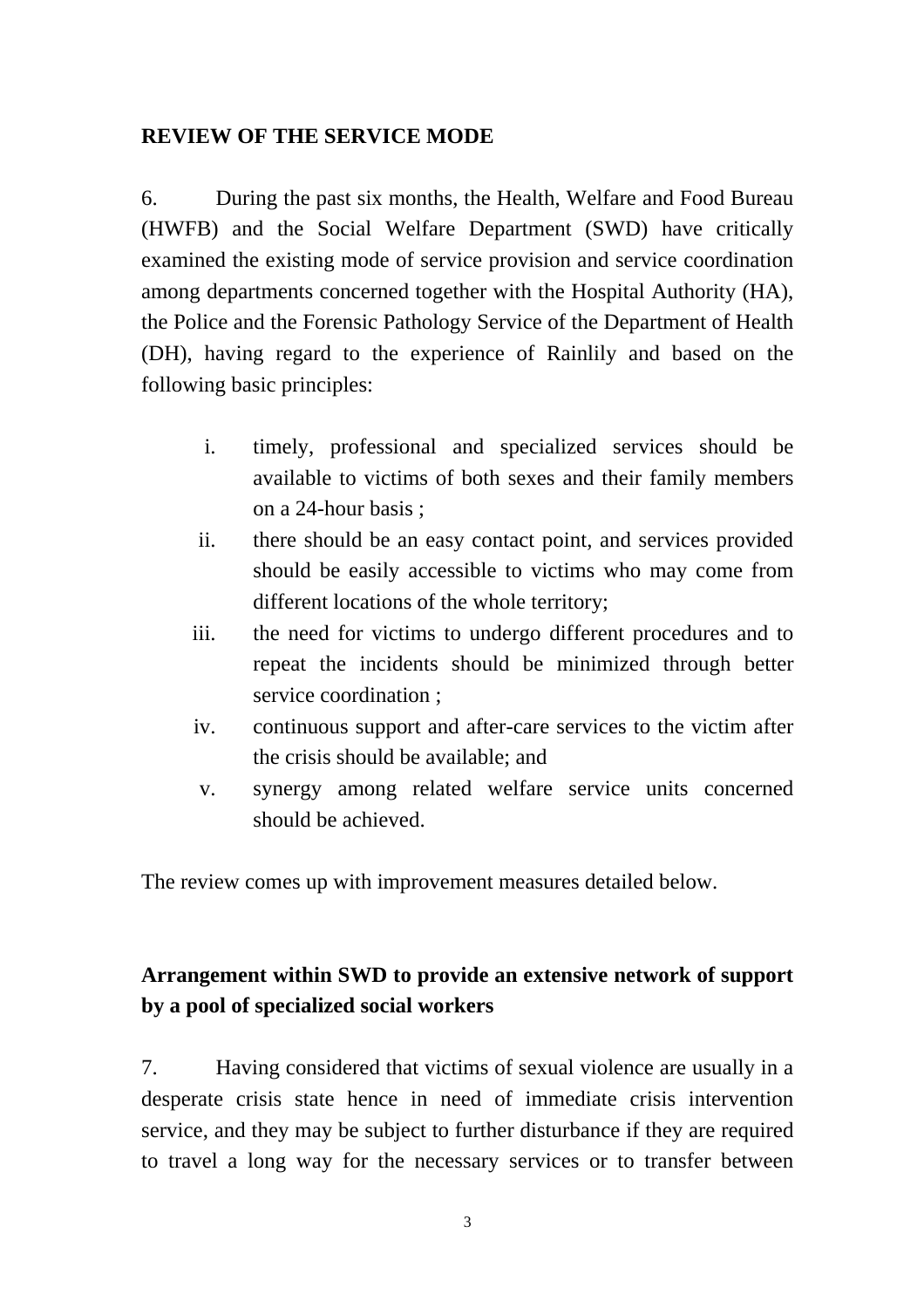**REVIEW OF THE SERVICE MODE**

6. During the past six months, the Health, Welfare and Food Bureau (HWFB) and the Social Welfare Department (SWD) have critically examined the existing mode of service provision and service coordination among departments concerned together with the Hospital Authority (HA), the Police and the Forensic Pathology Service of the Department of Health (DH), having regard to the experience of Rainlily and based on the following basic principles:

i. timely, professional and specialized services should be available to victims of both sexes and their family members on a 24-hour basis ;
ii. there should be an easy contact point, and services provided should be easily accessible to victims who may come from different locations of the whole territory;
iii. the need for victims to undergo different procedures and to repeat the incidents should be minimized through better service coordination ;
iv. continuous support and after-care services to the victim after the crisis should be available; and
v. synergy among related welfare service units concerned should be achieved.

The review comes up with improvement measures detailed below.

**Arrangement within SWD to provide an extensive network of support by a pool of specialized social workers**

7. Having considered that victims of sexual violence are usually in a desperate crisis state hence in need of immediate crisis intervention service, and they may be subject to further disturbance if they are required to travel a long way for the necessary services or to transfer between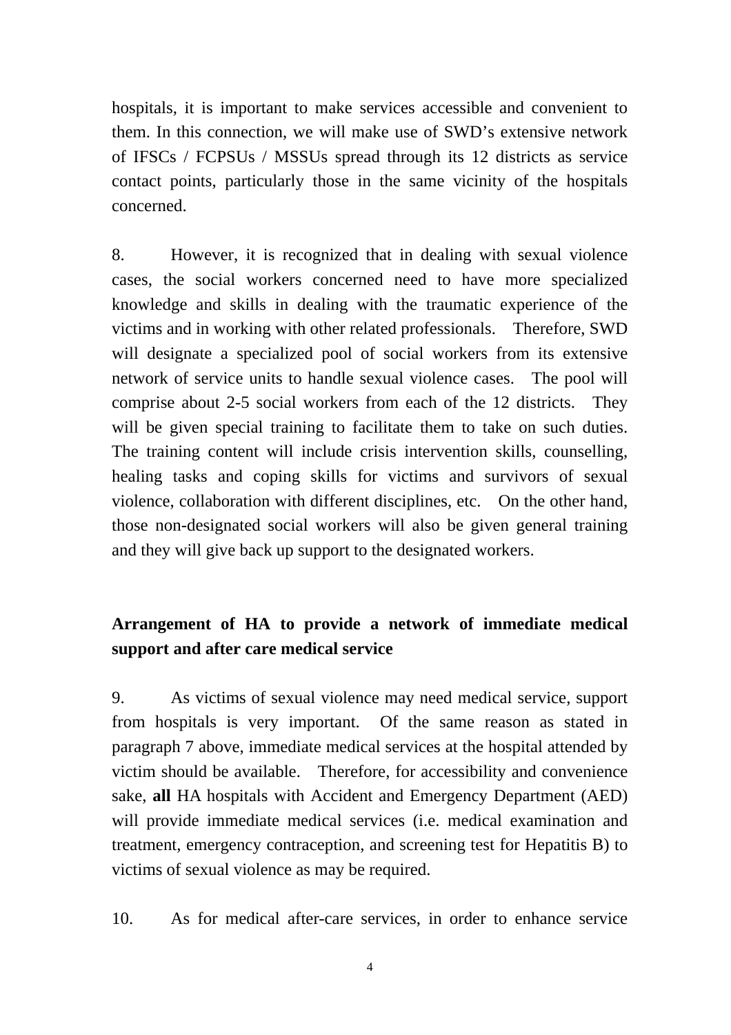hospitals, it is important to make services accessible and convenient to them. In this connection, we will make use of SWD's extensive network of IFSCs / FCPSUs / MSSUs spread through its 12 districts as service contact points, particularly those in the same vicinity of the hospitals concerned.

8. However, it is recognized that in dealing with sexual violence cases, the social workers concerned need to have more specialized knowledge and skills in dealing with the traumatic experience of the victims and in working with other related professionals. Therefore, SWD will designate a specialized pool of social workers from its extensive network of service units to handle sexual violence cases. The pool will comprise about 2-5 social workers from each of the 12 districts. They will be given special training to facilitate them to take on such duties. The training content will include crisis intervention skills, counselling, healing tasks and coping skills for victims and survivors of sexual violence, collaboration with different disciplines, etc. On the other hand, those non-designated social workers will also be given general training and they will give back up support to the designated workers.

**Arrangement of HA to provide a network of immediate medical support and after care medical service**

9. As victims of sexual violence may need medical service, support from hospitals is very important. Of the same reason as stated in paragraph 7 above, immediate medical services at the hospital attended by victim should be available. Therefore, for accessibility and convenience sake, **all** HA hospitals with Accident and Emergency Department (AED) will provide immediate medical services (i.e. medical examination and treatment, emergency contraception, and screening test for Hepatitis B) to victims of sexual violence as may be required.

10. As for medical after-care services, in order to enhance service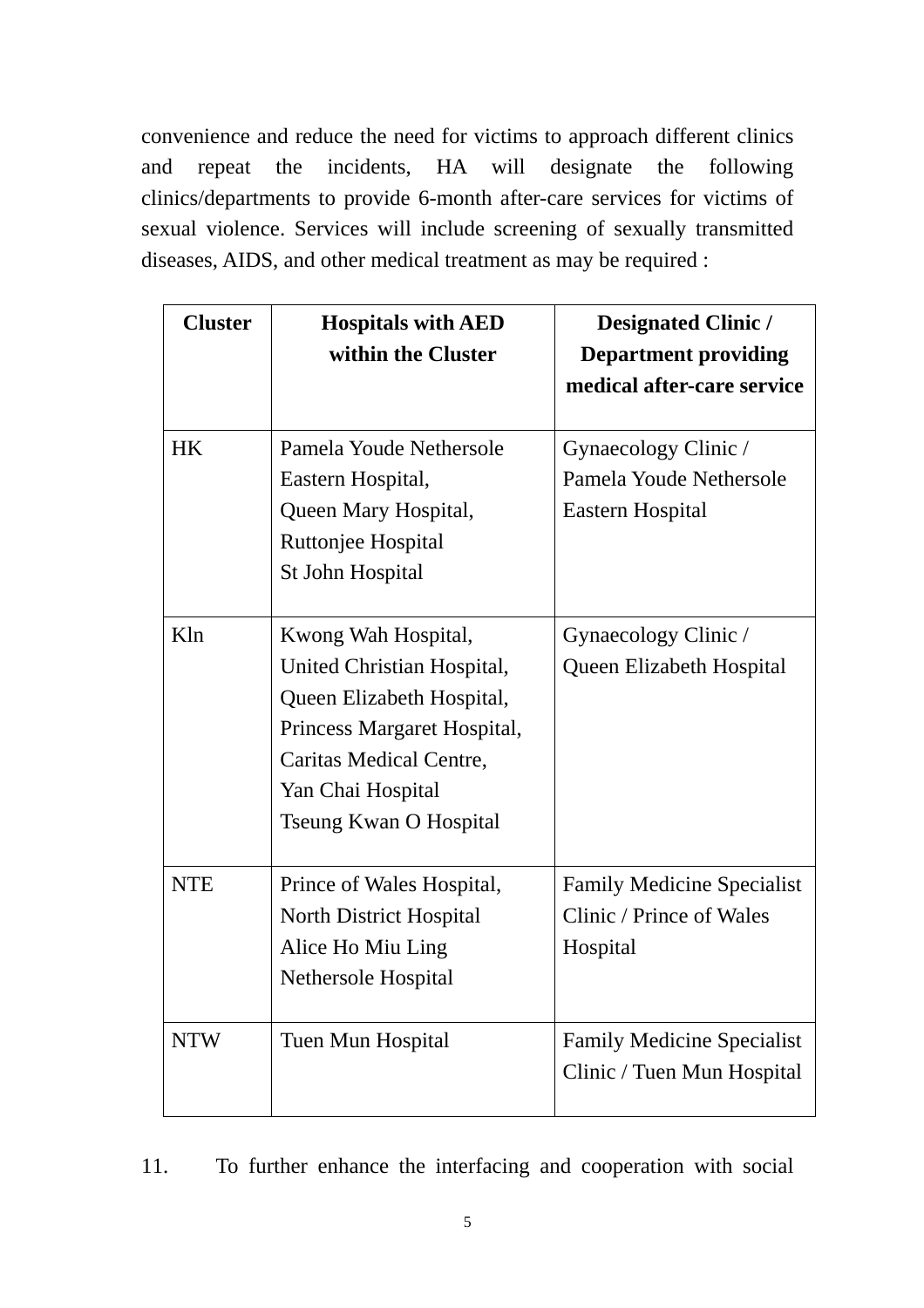convenience and reduce the need for victims to approach different clinics and repeat the incidents, HA will designate the following clinics/departments to provide 6-month after-care services for victims of sexual violence. Services will include screening of sexually transmitted diseases, AIDS, and other medical treatment as may be required :

| **Cluster** | **Hospitals with AED within the Cluster** | **Designated Clinic / Department providing medical after-care service** |
|---|---|---|
| HK | Pamela Youde Nethersole Eastern Hospital,<br>Queen Mary Hospital,<br>Ruttonjee Hospital<br>St John Hospital | Gynaecology Clinic / Pamela Youde Nethersole Eastern Hospital |
| Kln | Kwong Wah Hospital,<br>United Christian Hospital,<br>Queen Elizabeth Hospital,<br>Princess Margaret Hospital,<br>Caritas Medical Centre,<br>Yan Chai Hospital<br>Tseung Kwan O Hospital | Gynaecology Clinic / Queen Elizabeth Hospital |
| NTE | Prince of Wales Hospital,<br>North District Hospital<br>Alice Ho Miu Ling Nethersole Hospital | Family Medicine Specialist Clinic / Prince of Wales Hospital |
| NTW | Tuen Mun Hospital | Family Medicine Specialist Clinic / Tuen Mun Hospital |

11. To further enhance the interfacing and cooperation with social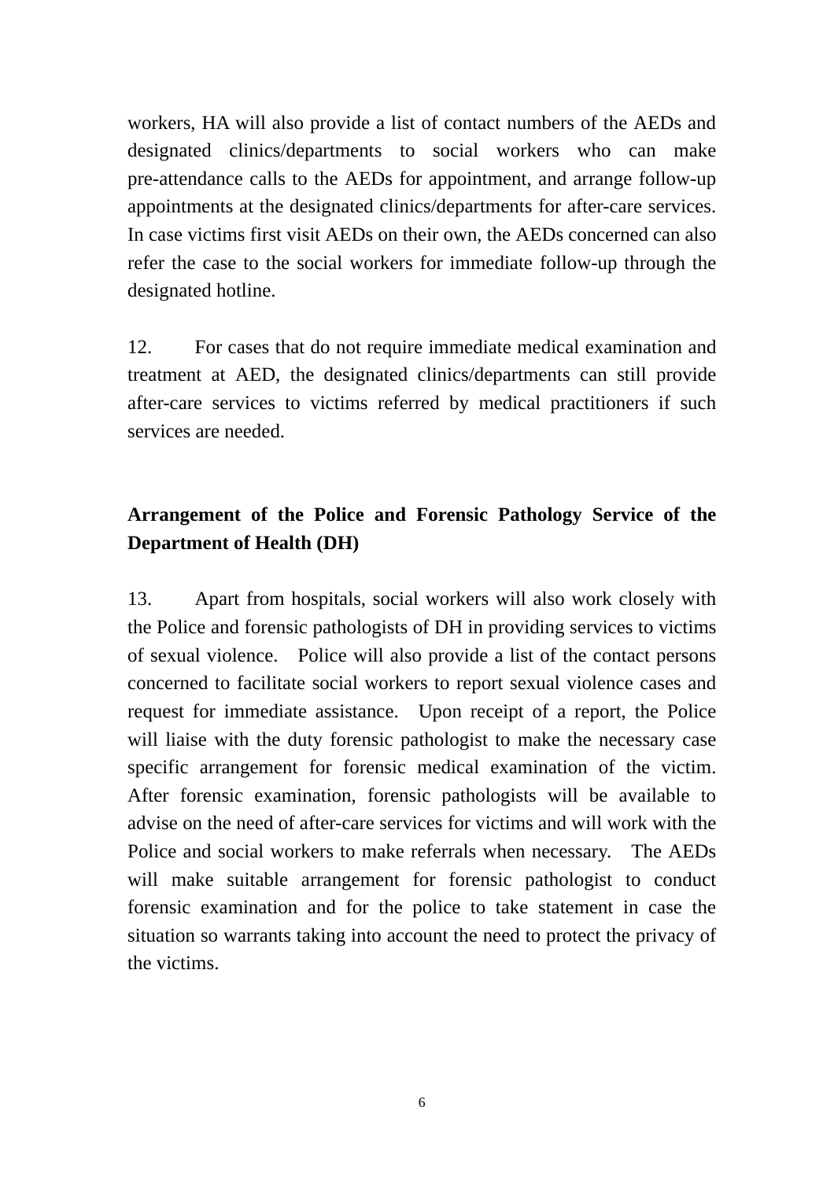workers, HA will also provide a list of contact numbers of the AEDs and designated clinics/departments to social workers who can make pre-attendance calls to the AEDs for appointment, and arrange follow-up appointments at the designated clinics/departments for after-care services. In case victims first visit AEDs on their own, the AEDs concerned can also refer the case to the social workers for immediate follow-up through the designated hotline.

12. For cases that do not require immediate medical examination and treatment at AED, the designated clinics/departments can still provide after-care services to victims referred by medical practitioners if such services are needed.

## Arrangement of the Police and Forensic Pathology Service of the Department of Health (DH)

13. Apart from hospitals, social workers will also work closely with the Police and forensic pathologists of DH in providing services to victims of sexual violence. Police will also provide a list of the contact persons concerned to facilitate social workers to report sexual violence cases and request for immediate assistance. Upon receipt of a report, the Police will liaise with the duty forensic pathologist to make the necessary case specific arrangement for forensic medical examination of the victim. After forensic examination, forensic pathologists will be available to advise on the need of after-care services for victims and will work with the Police and social workers to make referrals when necessary. The AEDs will make suitable arrangement for forensic pathologist to conduct forensic examination and for the police to take statement in case the situation so warrants taking into account the need to protect the privacy of the victims.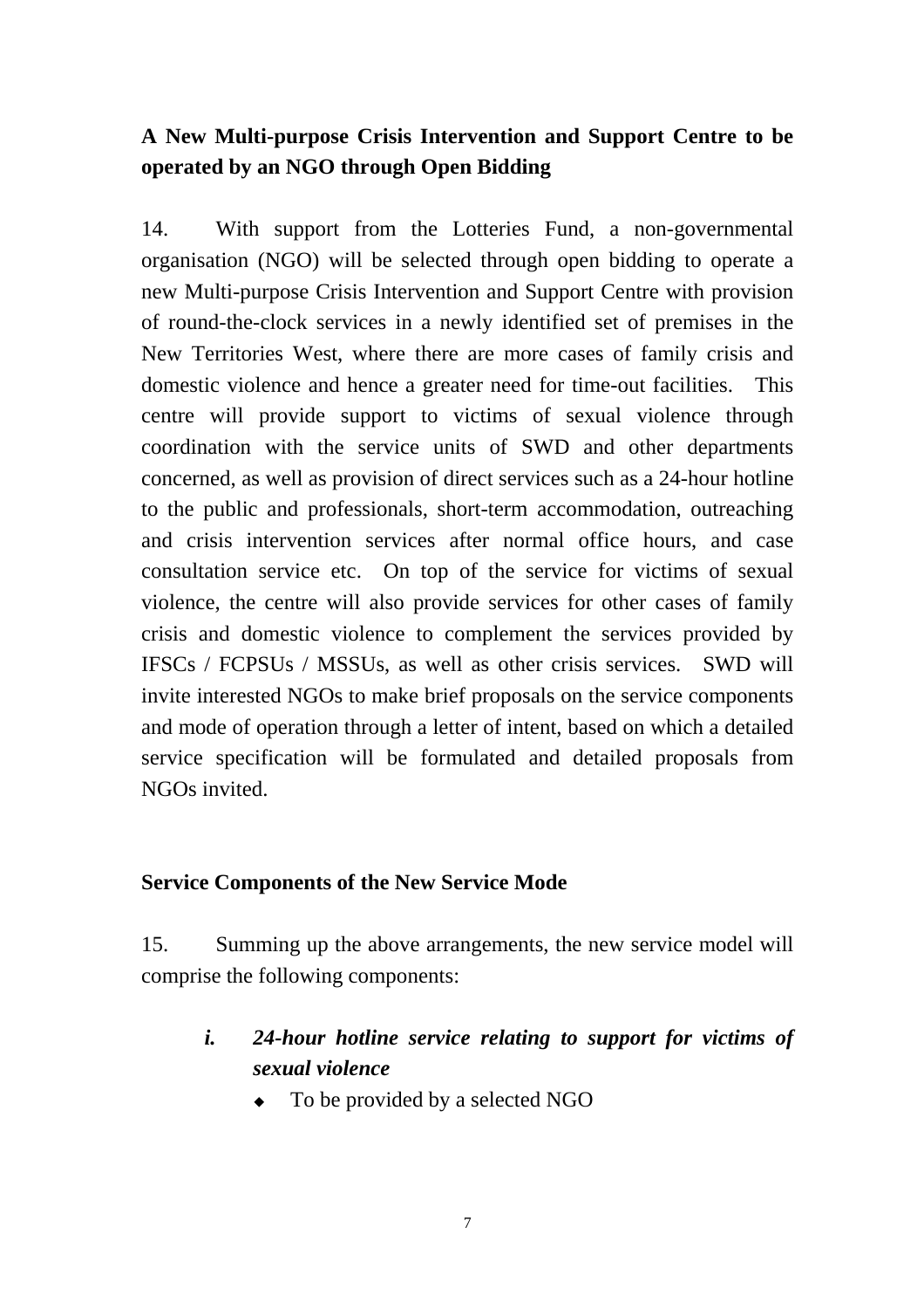**A New Multi-purpose Crisis Intervention and Support Centre to be operated by an NGO through Open Bidding**

14. With support from the Lotteries Fund, a non-governmental organisation (NGO) will be selected through open bidding to operate a new Multi-purpose Crisis Intervention and Support Centre with provision of round-the-clock services in a newly identified set of premises in the New Territories West, where there are more cases of family crisis and domestic violence and hence a greater need for time-out facilities. This centre will provide support to victims of sexual violence through coordination with the service units of SWD and other departments concerned, as well as provision of direct services such as a 24-hour hotline to the public and professionals, short-term accommodation, outreaching and crisis intervention services after normal office hours, and case consultation service etc. On top of the service for victims of sexual violence, the centre will also provide services for other cases of family crisis and domestic violence to complement the services provided by IFSCs / FCPSUs / MSSUs, as well as other crisis services. SWD will invite interested NGOs to make brief proposals on the service components and mode of operation through a letter of intent, based on which a detailed service specification will be formulated and detailed proposals from NGOs invited.

**Service Components of the New Service Mode**

15. Summing up the above arrangements, the new service model will comprise the following components:

*i.* ***24-hour hotline service relating to support for victims of sexual violence***

- To be provided by a selected NGO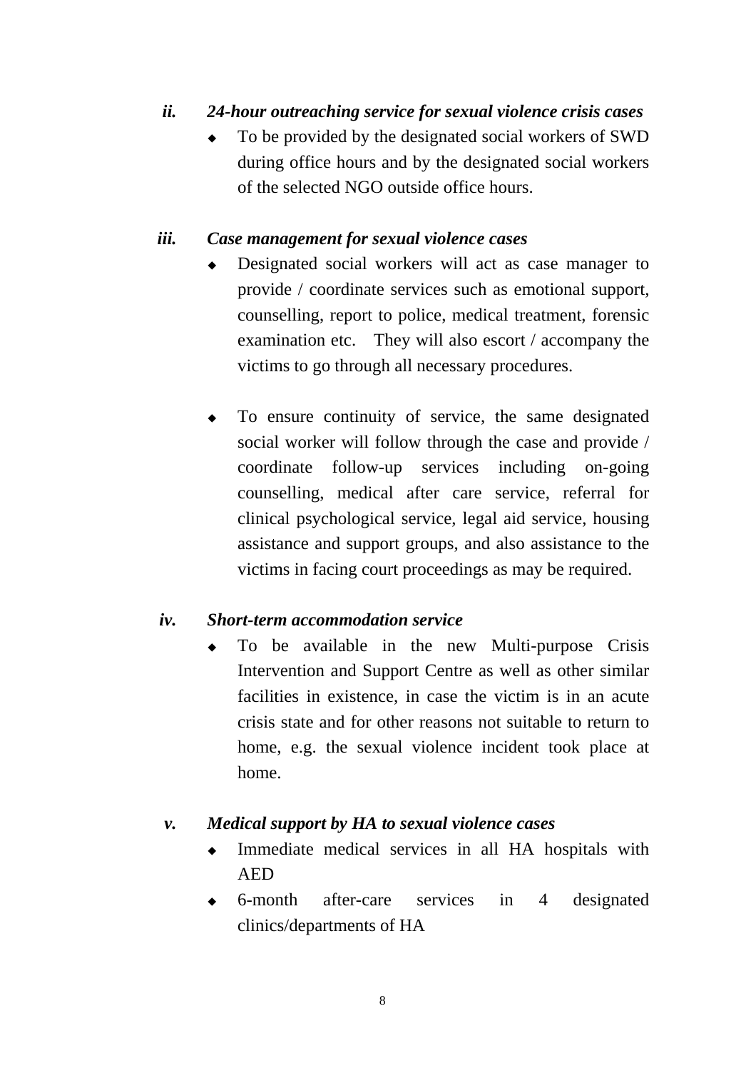*ii.* ***24-hour outreaching service for sexual violence crisis cases***

- To be provided by the designated social workers of SWD during office hours and by the designated social workers of the selected NGO outside office hours.

*iii.* ***Case management for sexual violence cases***

- Designated social workers will act as case manager to provide / coordinate services such as emotional support, counselling, report to police, medical treatment, forensic examination etc. They will also escort / accompany the victims to go through all necessary procedures.

- To ensure continuity of service, the same designated social worker will follow through the case and provide / coordinate follow-up services including on-going counselling, medical after care service, referral for clinical psychological service, legal aid service, housing assistance and support groups, and also assistance to the victims in facing court proceedings as may be required.

*iv.* ***Short-term accommodation service***

- To be available in the new Multi-purpose Crisis Intervention and Support Centre as well as other similar facilities in existence, in case the victim is in an acute crisis state and for other reasons not suitable to return to home, e.g. the sexual violence incident took place at home.

*v.* ***Medical support by HA to sexual violence cases***

- Immediate medical services in all HA hospitals with AED
- 6-month after-care services in 4 designated clinics/departments of HA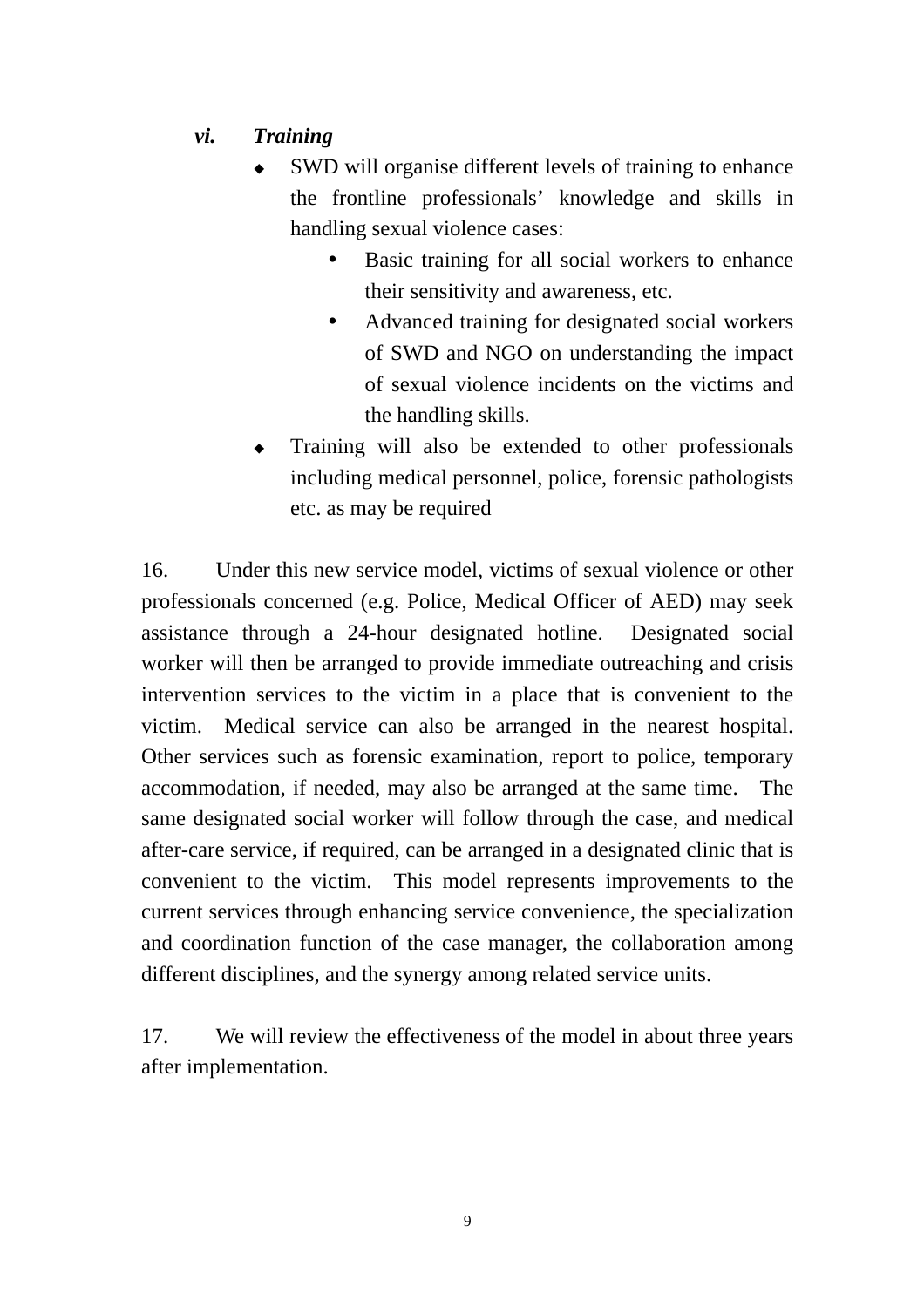*vi. **Training***

- SWD will organise different levels of training to enhance the frontline professionals' knowledge and skills in handling sexual violence cases:
  - Basic training for all social workers to enhance their sensitivity and awareness, etc.
  - Advanced training for designated social workers of SWD and NGO on understanding the impact of sexual violence incidents on the victims and the handling skills.
- Training will also be extended to other professionals including medical personnel, police, forensic pathologists etc. as may be required

16. Under this new service model, victims of sexual violence or other professionals concerned (e.g. Police, Medical Officer of AED) may seek assistance through a 24-hour designated hotline. Designated social worker will then be arranged to provide immediate outreaching and crisis intervention services to the victim in a place that is convenient to the victim. Medical service can also be arranged in the nearest hospital. Other services such as forensic examination, report to police, temporary accommodation, if needed, may also be arranged at the same time. The same designated social worker will follow through the case, and medical after-care service, if required, can be arranged in a designated clinic that is convenient to the victim. This model represents improvements to the current services through enhancing service convenience, the specialization and coordination function of the case manager, the collaboration among different disciplines, and the synergy among related service units.

17. We will review the effectiveness of the model in about three years after implementation.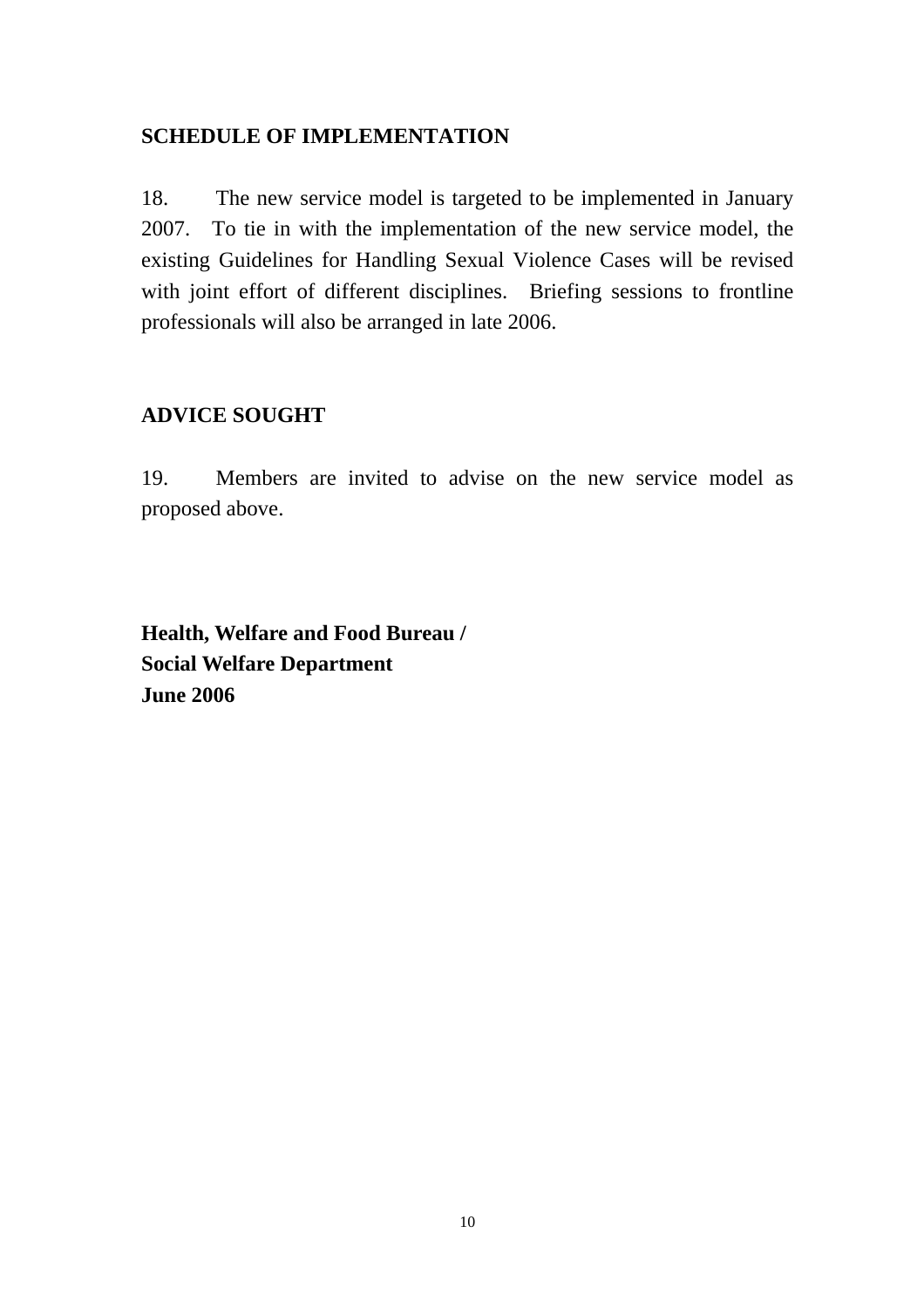## SCHEDULE OF IMPLEMENTATION

18. The new service model is targeted to be implemented in January 2007. To tie in with the implementation of the new service model, the existing Guidelines for Handling Sexual Violence Cases will be revised with joint effort of different disciplines. Briefing sessions to frontline professionals will also be arranged in late 2006.

## ADVICE SOUGHT

19. Members are invited to advise on the new service model as proposed above.

**Health, Welfare and Food Bureau /**
**Social Welfare Department**
**June 2006**